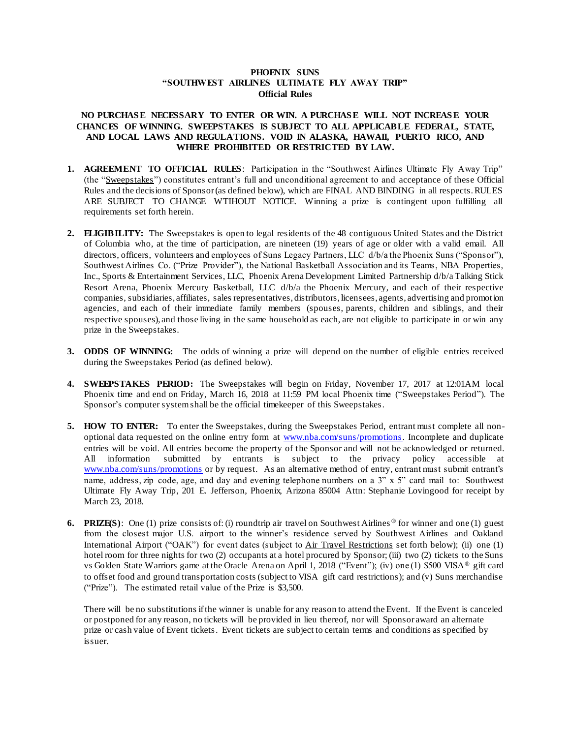**PHOENIX SUNS**
**"SOUTHWEST AIRLINES ULTIMATE FLY AWAY TRIP"**
**Official Rules**

**NO PURCHASE NECESSARY TO ENTER OR WIN. A PURCHASE WILL NOT INCREASE YOUR CHANCES OF WINNING. SWEEPSTAKES IS SUBJECT TO ALL APPLICABLE FEDERAL, STATE, AND LOCAL LAWS AND REGULATIONS. VOID IN ALASKA, HAWAII, PUERTO RICO, AND WHERE PROHIBITED OR RESTRICTED BY LAW.**

1. **AGREEMENT TO OFFICIAL RULES**: Participation in the "Southwest Airlines Ultimate Fly Away Trip" (the "Sweepstakes") constitutes entrant's full and unconditional agreement to and acceptance of these Official Rules and the decisions of Sponsor (as defined below), which are FINAL AND BINDING in all respects. RULES ARE SUBJECT TO CHANGE WTIHOUT NOTICE. Winning a prize is contingent upon fulfilling all requirements set forth herein.

2. **ELIGIBILITY:** The Sweepstakes is open to legal residents of the 48 contiguous United States and the District of Columbia who, at the time of participation, are nineteen (19) years of age or older with a valid email. All directors, officers, volunteers and employees of Suns Legacy Partners, LLC d/b/a the Phoenix Suns ("Sponsor"), Southwest Airlines Co. ("Prize Provider"), the National Basketball Association and its Teams, NBA Properties, Inc., Sports & Entertainment Services, LLC, Phoenix Arena Development Limited Partnership d/b/a Talking Stick Resort Arena, Phoenix Mercury Basketball, LLC d/b/a the Phoenix Mercury, and each of their respective companies, subsidiaries, affiliates, sales representatives, distributors, licensees, agents, advertising and promotion agencies, and each of their immediate family members (spouses, parents, children and siblings, and their respective spouses), and those living in the same household as each, are not eligible to participate in or win any prize in the Sweepstakes.

3. **ODDS OF WINNING:** The odds of winning a prize will depend on the number of eligible entries received during the Sweepstakes Period (as defined below).

4. **SWEEPSTAKES PERIOD:** The Sweepstakes will begin on Friday, November 17, 2017 at 12:01AM local Phoenix time and end on Friday, March 16, 2018 at 11:59 PM local Phoenix time ("Sweepstakes Period"). The Sponsor's computer system shall be the official timekeeper of this Sweepstakes.

5. **HOW TO ENTER:** To enter the Sweepstakes, during the Sweepstakes Period, entrant must complete all non-optional data requested on the online entry form at www.nba.com/suns/promotions. Incomplete and duplicate entries will be void. All entries become the property of the Sponsor and will not be acknowledged or returned. All information submitted by entrants is subject to the privacy policy accessible at www.nba.com/suns/promotions or by request. As an alternative method of entry, entrant must submit entrant's name, address, zip code, age, and day and evening telephone numbers on a 3" x 5" card mail to: Southwest Ultimate Fly Away Trip, 201 E. Jefferson, Phoenix, Arizona 85004 Attn: Stephanie Lovingood for receipt by March 23, 2018.

6. **PRIZE(S)**: One (1) prize consists of: (i) roundtrip air travel on Southwest Airlines® for winner and one (1) guest from the closest major U.S. airport to the winner's residence served by Southwest Airlines and Oakland International Airport ("OAK") for event dates (subject to Air Travel Restrictions set forth below); (ii) one (1) hotel room for three nights for two (2) occupants at a hotel procured by Sponsor; (iii) two (2) tickets to the Suns vs Golden State Warriors game at the Oracle Arena on April 1, 2018 ("Event"); (iv) one (1) $500 VISA® gift card to offset food and ground transportation costs (subject to VISA gift card restrictions); and (v) Suns merchandise ("Prize"). The estimated retail value of the Prize is $3,500.

   There will be no substitutions if the winner is unable for any reason to attend the Event. If the Event is canceled or postponed for any reason, no tickets will be provided in lieu thereof, nor will Sponsor award an alternate prize or cash value of Event tickets. Event tickets are subject to certain terms and conditions as specified by issuer.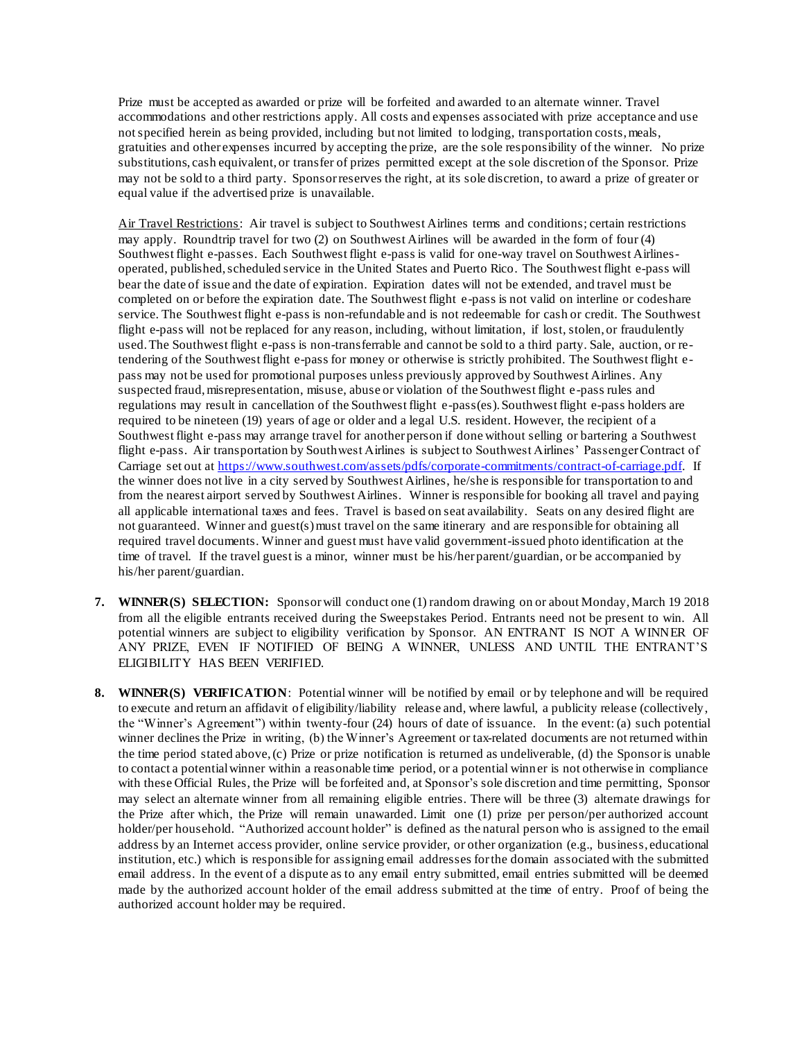Prize must be accepted as awarded or prize will be forfeited and awarded to an alternate winner. Travel accommodations and other restrictions apply. All costs and expenses associated with prize acceptance and use not specified herein as being provided, including but not limited to lodging, transportation costs, meals, gratuities and other expenses incurred by accepting the prize, are the sole responsibility of the winner. No prize substitutions, cash equivalent, or transfer of prizes permitted except at the sole discretion of the Sponsor. Prize may not be sold to a third party. Sponsor reserves the right, at its sole discretion, to award a prize of greater or equal value if the advertised prize is unavailable.

Air Travel Restrictions: Air travel is subject to Southwest Airlines terms and conditions; certain restrictions may apply. Roundtrip travel for two (2) on Southwest Airlines will be awarded in the form of four (4) Southwest flight e-passes. Each Southwest flight e-pass is valid for one-way travel on Southwest Airlines-operated, published, scheduled service in the United States and Puerto Rico. The Southwest flight e-pass will bear the date of issue and the date of expiration. Expiration dates will not be extended, and travel must be completed on or before the expiration date. The Southwest flight e-pass is not valid on interline or codeshare service. The Southwest flight e-pass is non-refundable and is not redeemable for cash or credit. The Southwest flight e-pass will not be replaced for any reason, including, without limitation, if lost, stolen, or fraudulently used. The Southwest flight e-pass is non-transferrable and cannot be sold to a third party. Sale, auction, or re-tendering of the Southwest flight e-pass for money or otherwise is strictly prohibited. The Southwest flight e-pass may not be used for promotional purposes unless previously approved by Southwest Airlines. Any suspected fraud, misrepresentation, misuse, abuse or violation of the Southwest flight e-pass rules and regulations may result in cancellation of the Southwest flight e-pass(es). Southwest flight e-pass holders are required to be nineteen (19) years of age or older and a legal U.S. resident. However, the recipient of a Southwest flight e-pass may arrange travel for another person if done without selling or bartering a Southwest flight e-pass. Air transportation by Southwest Airlines is subject to Southwest Airlines' Passenger Contract of Carriage set out at https://www.southwest.com/assets/pdfs/corporate-commitments/contract-of-carriage.pdf. If the winner does not live in a city served by Southwest Airlines, he/she is responsible for transportation to and from the nearest airport served by Southwest Airlines. Winner is responsible for booking all travel and paying all applicable international taxes and fees. Travel is based on seat availability. Seats on any desired flight are not guaranteed. Winner and guest(s) must travel on the same itinerary and are responsible for obtaining all required travel documents. Winner and guest must have valid government-issued photo identification at the time of travel. If the travel guest is a minor, winner must be his/her parent/guardian, or be accompanied by his/her parent/guardian.

7. **WINNER(S) SELECTION:** Sponsor will conduct one (1) random drawing on or about Monday, March 19 2018 from all the eligible entrants received during the Sweepstakes Period. Entrants need not be present to win. All potential winners are subject to eligibility verification by Sponsor. AN ENTRANT IS NOT A WINNER OF ANY PRIZE, EVEN IF NOTIFIED OF BEING A WINNER, UNLESS AND UNTIL THE ENTRANT'S ELIGIBILITY HAS BEEN VERIFIED.

8. **WINNER(S) VERIFICATION**: Potential winner will be notified by email or by telephone and will be required to execute and return an affidavit of eligibility/liability release and, where lawful, a publicity release (collectively, the "Winner's Agreement") within twenty-four (24) hours of date of issuance. In the event: (a) such potential winner declines the Prize in writing, (b) the Winner's Agreement or tax-related documents are not returned within the time period stated above, (c) Prize or prize notification is returned as undeliverable, (d) the Sponsor is unable to contact a potential winner within a reasonable time period, or a potential winner is not otherwise in compliance with these Official Rules, the Prize will be forfeited and, at Sponsor's sole discretion and time permitting, Sponsor may select an alternate winner from all remaining eligible entries. There will be three (3) alternate drawings for the Prize after which, the Prize will remain unawarded. Limit one (1) prize per person/per authorized account holder/per household. "Authorized account holder" is defined as the natural person who is assigned to the email address by an Internet access provider, online service provider, or other organization (e.g., business, educational institution, etc.) which is responsible for assigning email addresses for the domain associated with the submitted email address. In the event of a dispute as to any email entry submitted, email entries submitted will be deemed made by the authorized account holder of the email address submitted at the time of entry. Proof of being the authorized account holder may be required.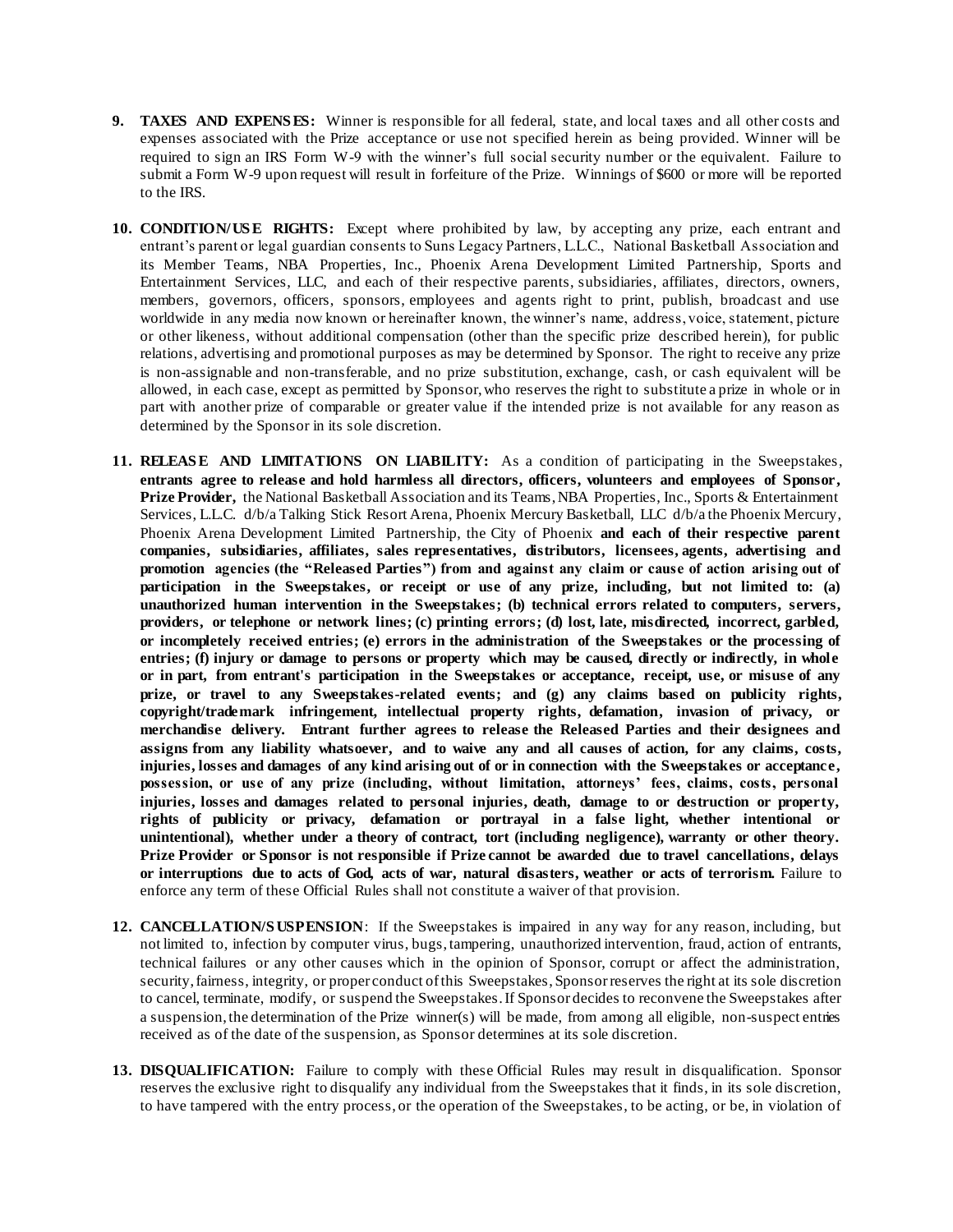9. **TAXES AND EXPENSES:** Winner is responsible for all federal, state, and local taxes and all other costs and expenses associated with the Prize acceptance or use not specified herein as being provided. Winner will be required to sign an IRS Form W-9 with the winner's full social security number or the equivalent. Failure to submit a Form W-9 upon request will result in forfeiture of the Prize. Winnings of $600 or more will be reported to the IRS.

10. **CONDITION/USE RIGHTS:** Except where prohibited by law, by accepting any prize, each entrant and entrant's parent or legal guardian consents to Suns Legacy Partners, L.L.C., National Basketball Association and its Member Teams, NBA Properties, Inc., Phoenix Arena Development Limited Partnership, Sports and Entertainment Services, LLC, and each of their respective parents, subsidiaries, affiliates, directors, owners, members, governors, officers, sponsors, employees and agents right to print, publish, broadcast and use worldwide in any media now known or hereinafter known, the winner's name, address, voice, statement, picture or other likeness, without additional compensation (other than the specific prize described herein), for public relations, advertising and promotional purposes as may be determined by Sponsor. The right to receive any prize is non-assignable and non-transferable, and no prize substitution, exchange, cash, or cash equivalent will be allowed, in each case, except as permitted by Sponsor, who reserves the right to substitute a prize in whole or in part with another prize of comparable or greater value if the intended prize is not available for any reason as determined by the Sponsor in its sole discretion.

11. **RELEASE AND LIMITATIONS ON LIABILITY:** As a condition of participating in the Sweepstakes, **entrants agree to release and hold harmless all directors, officers, volunteers and employees of Sponsor, Prize Provider,** the National Basketball Association and its Teams, NBA Properties, Inc., Sports & Entertainment Services, L.L.C. d/b/a Talking Stick Resort Arena, Phoenix Mercury Basketball, LLC d/b/a the Phoenix Mercury, Phoenix Arena Development Limited Partnership, the City of Phoenix **and each of their respective parent companies, subsidiaries, affiliates, sales representatives, distributors, licensees, agents, advertising and promotion agencies (the "Released Parties") from and against any claim or cause of action arising out of participation in the Sweepstakes, or receipt or use of any prize, including, but not limited to: (a) unauthorized human intervention in the Sweepstakes; (b) technical errors related to computers, servers, providers, or telephone or network lines; (c) printing errors; (d) lost, late, misdirected, incorrect, garbled, or incompletely received entries; (e) errors in the administration of the Sweepstakes or the processing of entries; (f) injury or damage to persons or property which may be caused, directly or indirectly, in whole or in part, from entrant's participation in the Sweepstakes or acceptance, receipt, use, or misuse of any prize, or travel to any Sweepstakes-related events; and (g) any claims based on publicity rights, copyright/trademark infringement, intellectual property rights, defamation, invasion of privacy, or merchandise delivery. Entrant further agrees to release the Released Parties and their designees and assigns from any liability whatsoever, and to waive any and all causes of action, for any claims, costs, injuries, losses and damages of any kind arising out of or in connection with the Sweepstakes or acceptance, possession, or use of any prize (including, without limitation, attorneys' fees, claims, costs, personal injuries, losses and damages related to personal injuries, death, damage to or destruction or property, rights of publicity or privacy, defamation or portrayal in a false light, whether intentional or unintentional), whether under a theory of contract, tort (including negligence), warranty or other theory. Prize Provider or Sponsor is not responsible if Prize cannot be awarded due to travel cancellations, delays or interruptions due to acts of God, acts of war, natural disasters, weather or acts of terrorism.** Failure to enforce any term of these Official Rules shall not constitute a waiver of that provision.

12. **CANCELLATION/SUSPENSION**: If the Sweepstakes is impaired in any way for any reason, including, but not limited to, infection by computer virus, bugs, tampering, unauthorized intervention, fraud, action of entrants, technical failures or any other causes which in the opinion of Sponsor, corrupt or affect the administration, security, fairness, integrity, or proper conduct of this Sweepstakes, Sponsor reserves the right at its sole discretion to cancel, terminate, modify, or suspend the Sweepstakes. If Sponsor decides to reconvene the Sweepstakes after a suspension, the determination of the Prize winner(s) will be made, from among all eligible, non-suspect entries received as of the date of the suspension, as Sponsor determines at its sole discretion.

13. **DISQUALIFICATION:** Failure to comply with these Official Rules may result in disqualification. Sponsor reserves the exclusive right to disqualify any individual from the Sweepstakes that it finds, in its sole discretion, to have tampered with the entry process, or the operation of the Sweepstakes, to be acting, or be, in violation of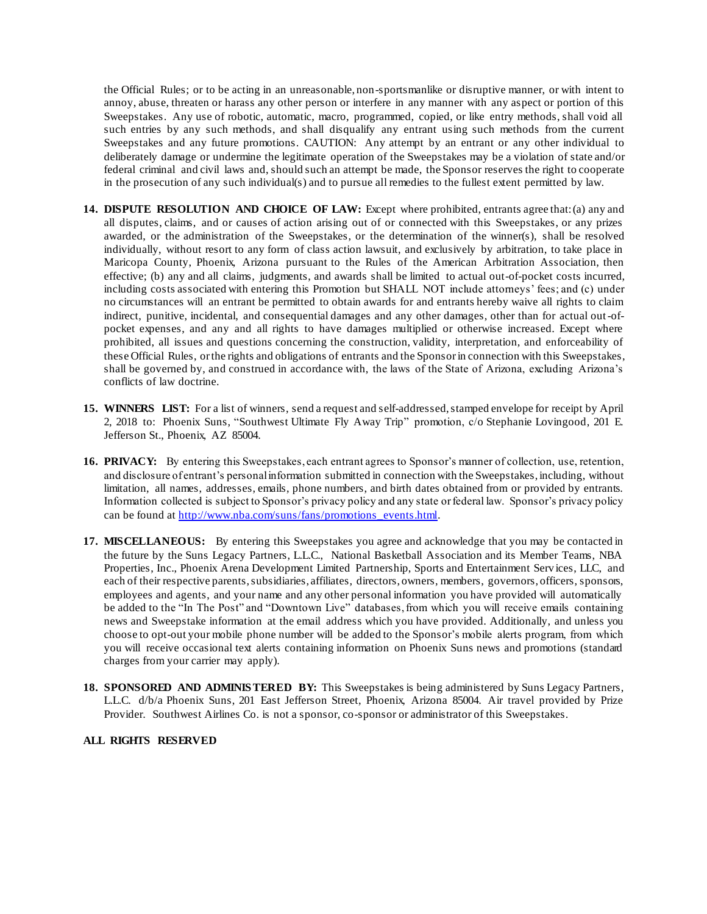the Official Rules; or to be acting in an unreasonable, non-sportsmanlike or disruptive manner, or with intent to annoy, abuse, threaten or harass any other person or interfere in any manner with any aspect or portion of this Sweepstakes. Any use of robotic, automatic, macro, programmed, copied, or like entry methods, shall void all such entries by any such methods, and shall disqualify any entrant using such methods from the current Sweepstakes and any future promotions. CAUTION: Any attempt by an entrant or any other individual to deliberately damage or undermine the legitimate operation of the Sweepstakes may be a violation of state and/or federal criminal and civil laws and, should such an attempt be made, the Sponsor reserves the right to cooperate in the prosecution of any such individual(s) and to pursue all remedies to the fullest extent permitted by law.

14. **DISPUTE RESOLUTION AND CHOICE OF LAW:** Except where prohibited, entrants agree that: (a) any and all disputes, claims, and or causes of action arising out of or connected with this Sweepstakes, or any prizes awarded, or the administration of the Sweepstakes, or the determination of the winner(s), shall be resolved individually, without resort to any form of class action lawsuit, and exclusively by arbitration, to take place in Maricopa County, Phoenix, Arizona pursuant to the Rules of the American Arbitration Association, then effective; (b) any and all claims, judgments, and awards shall be limited to actual out-of-pocket costs incurred, including costs associated with entering this Promotion but SHALL NOT include attorneys' fees; and (c) under no circumstances will an entrant be permitted to obtain awards for and entrants hereby waive all rights to claim indirect, punitive, incidental, and consequential damages and any other damages, other than for actual out-of-pocket expenses, and any and all rights to have damages multiplied or otherwise increased. Except where prohibited, all issues and questions concerning the construction, validity, interpretation, and enforceability of these Official Rules, or the rights and obligations of entrants and the Sponsor in connection with this Sweepstakes, shall be governed by, and construed in accordance with, the laws of the State of Arizona, excluding Arizona's conflicts of law doctrine.

15. **WINNERS LIST:** For a list of winners, send a request and self-addressed, stamped envelope for receipt by April 2, 2018 to: Phoenix Suns, "Southwest Ultimate Fly Away Trip" promotion, c/o Stephanie Lovingood, 201 E. Jefferson St., Phoenix, AZ 85004.

16. **PRIVACY:** By entering this Sweepstakes, each entrant agrees to Sponsor's manner of collection, use, retention, and disclosure of entrant's personal information submitted in connection with the Sweepstakes, including, without limitation, all names, addresses, emails, phone numbers, and birth dates obtained from or provided by entrants. Information collected is subject to Sponsor's privacy policy and any state or federal law. Sponsor's privacy policy can be found at [http://www.nba.com/suns/fans/promotions_events.html](http://www.nba.com/suns/fans/promotions_events.html).

17. **MISCELLANEOUS:** By entering this Sweepstakes you agree and acknowledge that you may be contacted in the future by the Suns Legacy Partners, L.L.C., National Basketball Association and its Member Teams, NBA Properties, Inc., Phoenix Arena Development Limited Partnership, Sports and Entertainment Services, LLC, and each of their respective parents, subsidiaries, affiliates, directors, owners, members, governors, officers, sponsors, employees and agents, and your name and any other personal information you have provided will automatically be added to the "In The Post" and "Downtown Live" databases, from which you will receive emails containing news and Sweepstake information at the email address which you have provided. Additionally, and unless you choose to opt-out your mobile phone number will be added to the Sponsor's mobile alerts program, from which you will receive occasional text alerts containing information on Phoenix Suns news and promotions (standard charges from your carrier may apply).

18. **SPONSORED AND ADMINISTERED BY:** This Sweepstakes is being administered by Suns Legacy Partners, L.L.C. d/b/a Phoenix Suns, 201 East Jefferson Street, Phoenix, Arizona 85004. Air travel provided by Prize Provider. Southwest Airlines Co. is not a sponsor, co-sponsor or administrator of this Sweepstakes.

**ALL RIGHTS RESERVED**